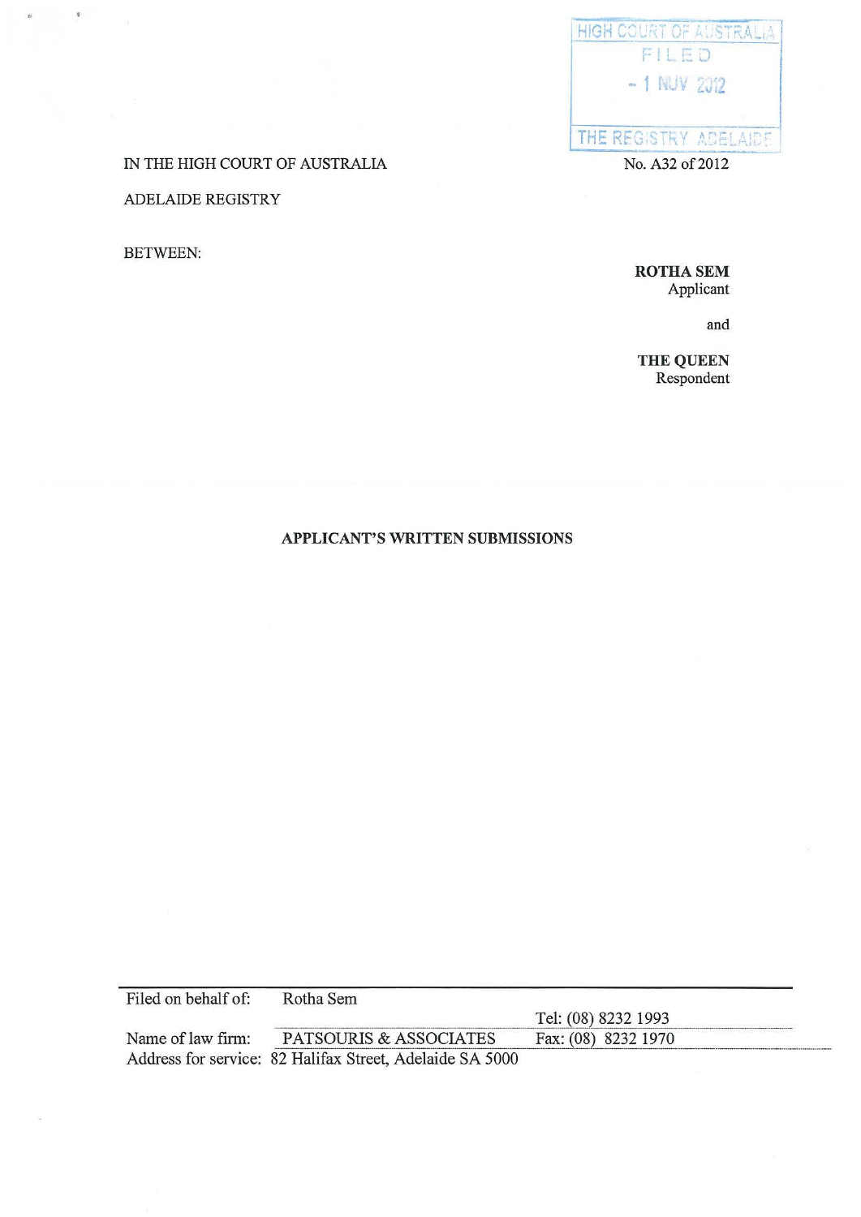HIGH COURT OF AUSTRALIA
FILED
- 1 NOV 2012
THE REGISTRY ADELAIDE

IN THE HIGH COURT OF AUSTRALIA

No. A32 of 2012

ADELAIDE REGISTRY

BETWEEN:

**ROTHA SEM**
Applicant

and

**THE QUEEN**
Respondent

**APPLICANT'S WRITTEN SUBMISSIONS**

| Filed on behalf of: | Rotha Sem | |
|---|---|---|
| | | Tel: (08) 8232 1993 |
| Name of law firm: | PATSOURIS & ASSOCIATES | Fax: (08) 8232 1970 |
| Address for service: | 82 Halifax Street, Adelaide SA 5000 | |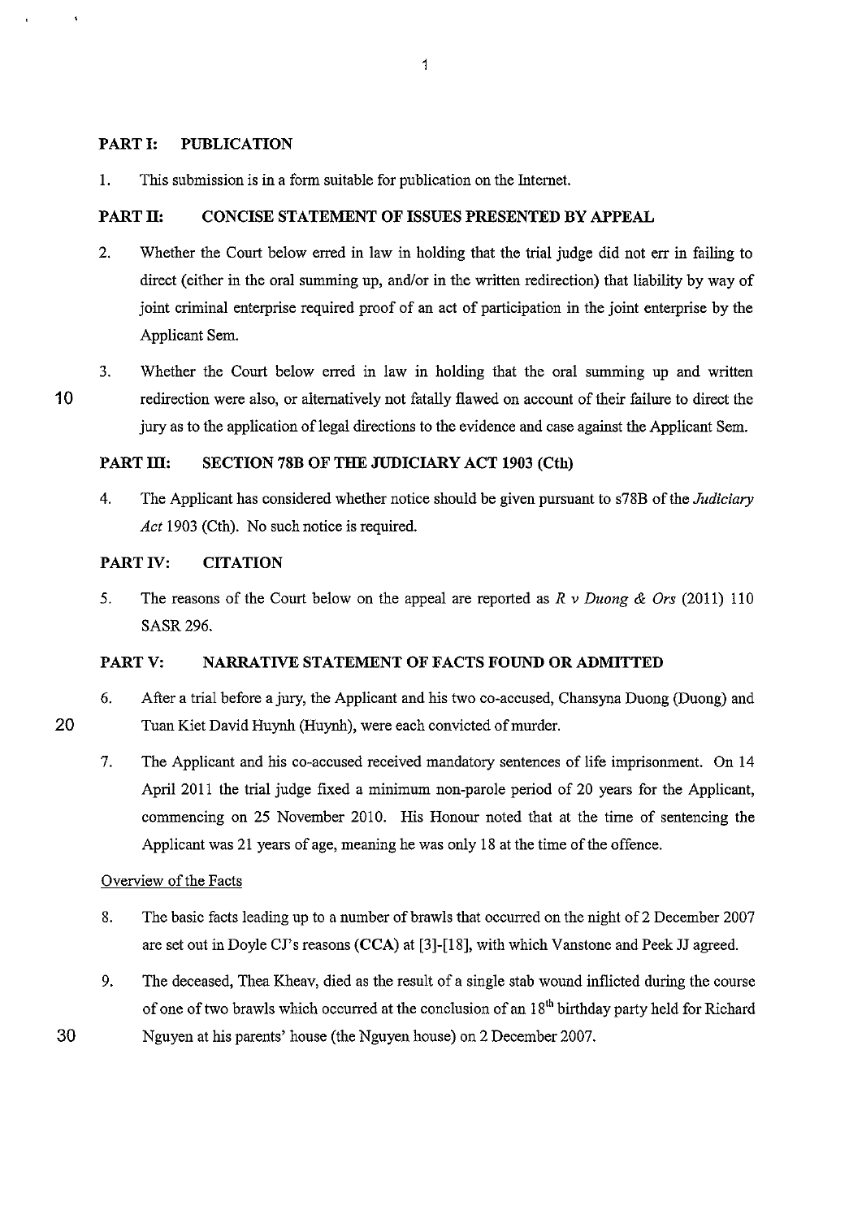## PART I: PUBLICATION

1. This submission is in a form suitable for publication on the Internet.

## PART II: CONCISE STATEMENT OF ISSUES PRESENTED BY APPEAL

2. Whether the Court below erred in law in holding that the trial judge did not err in failing to direct (either in the oral summing up, and/or in the written redirection) that liability by way of joint criminal enterprise required proof of an act of participation in the joint enterprise by the Applicant Sem.

3. Whether the Court below erred in law in holding that the oral summing up and written redirection were also, or alternatively not fatally flawed on account of their failure to direct the jury as to the application of legal directions to the evidence and case against the Applicant Sem.

## PART III: SECTION 78B OF THE JUDICIARY ACT 1903 (Cth)

4. The Applicant has considered whether notice should be given pursuant to s78B of the *Judiciary Act* 1903 (Cth). No such notice is required.

## PART IV: CITATION

5. The reasons of the Court below on the appeal are reported as *R v Duong & Ors* (2011) 110 SASR 296.

## PART V: NARRATIVE STATEMENT OF FACTS FOUND OR ADMITTED

6. After a trial before a jury, the Applicant and his two co-accused, Chansyna Duong (Duong) and Tuan Kiet David Huynh (Huynh), were each convicted of murder.

7. The Applicant and his co-accused received mandatory sentences of life imprisonment. On 14 April 2011 the trial judge fixed a minimum non-parole period of 20 years for the Applicant, commencing on 25 November 2010. His Honour noted that at the time of sentencing the Applicant was 21 years of age, meaning he was only 18 at the time of the offence.

### Overview of the Facts

8. The basic facts leading up to a number of brawls that occurred on the night of 2 December 2007 are set out in Doyle CJ's reasons **(CCA)** at [3]-[18], with which Vanstone and Peek JJ agreed.

9. The deceased, Thea Kheav, died as the result of a single stab wound inflicted during the course of one of two brawls which occurred at the conclusion of an 18th birthday party held for Richard Nguyen at his parents' house (the Nguyen house) on 2 December 2007.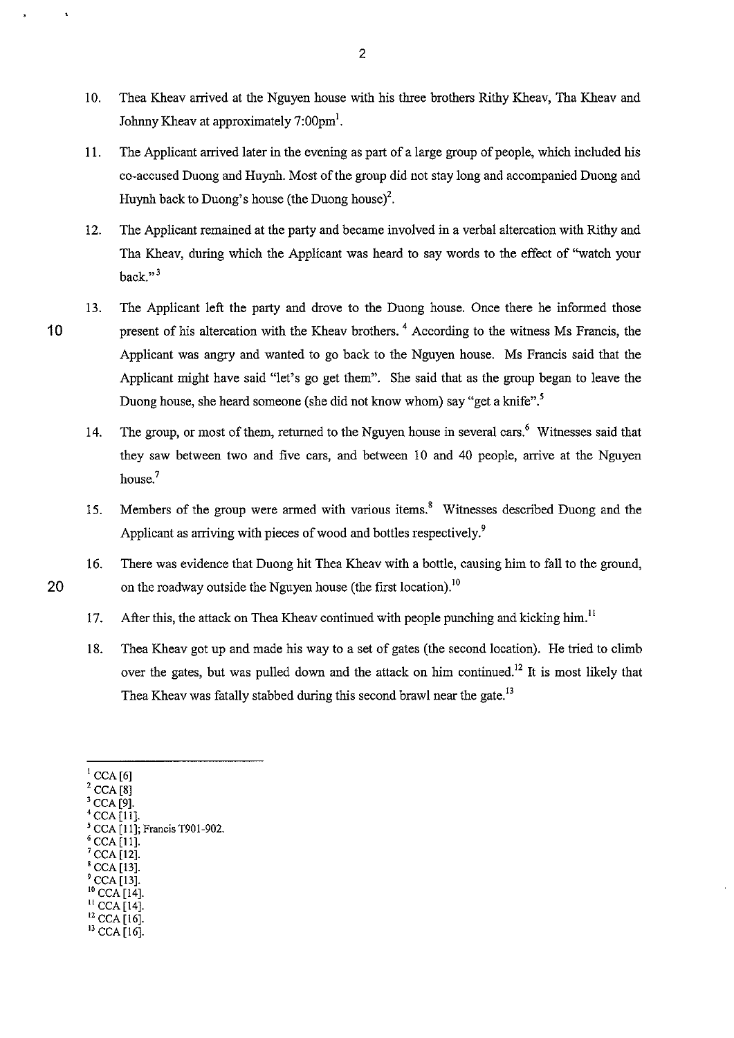10. Thea Kheav arrived at the Nguyen house with his three brothers Rithy Kheav, Tha Kheav and Johnny Kheav at approximately 7:00pm[1].

11. The Applicant arrived later in the evening as part of a large group of people, which included his co-accused Duong and Huynh. Most of the group did not stay long and accompanied Duong and Huynh back to Duong's house (the Duong house)[2].

12. The Applicant remained at the party and became involved in a verbal altercation with Rithy and Tha Kheav, during which the Applicant was heard to say words to the effect of "watch your back."[3]

13. The Applicant left the party and drove to the Duong house. Once there he informed those present of his altercation with the Kheav brothers.[4] According to the witness Ms Francis, the Applicant was angry and wanted to go back to the Nguyen house. Ms Francis said that the Applicant might have said "let's go get them". She said that as the group began to leave the Duong house, she heard someone (she did not know whom) say "get a knife".[5]

14. The group, or most of them, returned to the Nguyen house in several cars.[6] Witnesses said that they saw between two and five cars, and between 10 and 40 people, arrive at the Nguyen house.[7]

15. Members of the group were armed with various items.[8] Witnesses described Duong and the Applicant as arriving with pieces of wood and bottles respectively.[9]

16. There was evidence that Duong hit Thea Kheav with a bottle, causing him to fall to the ground, on the roadway outside the Nguyen house (the first location).[10]

17. After this, the attack on Thea Kheav continued with people punching and kicking him.[11]

18. Thea Kheav got up and made his way to a set of gates (the second location). He tried to climb over the gates, but was pulled down and the attack on him continued.[12] It is most likely that Thea Kheav was fatally stabbed during this second brawl near the gate.[13]

---

[1] CCA [6]
[2] CCA [8]
[3] CCA [9].
[4] CCA [11].
[5] CCA [11]; Francis T901-902.
[6] CCA [11].
[7] CCA [12].
[8] CCA [13].
[9] CCA [13].
[10] CCA [14].
[11] CCA [14].
[12] CCA [16].
[13] CCA [16].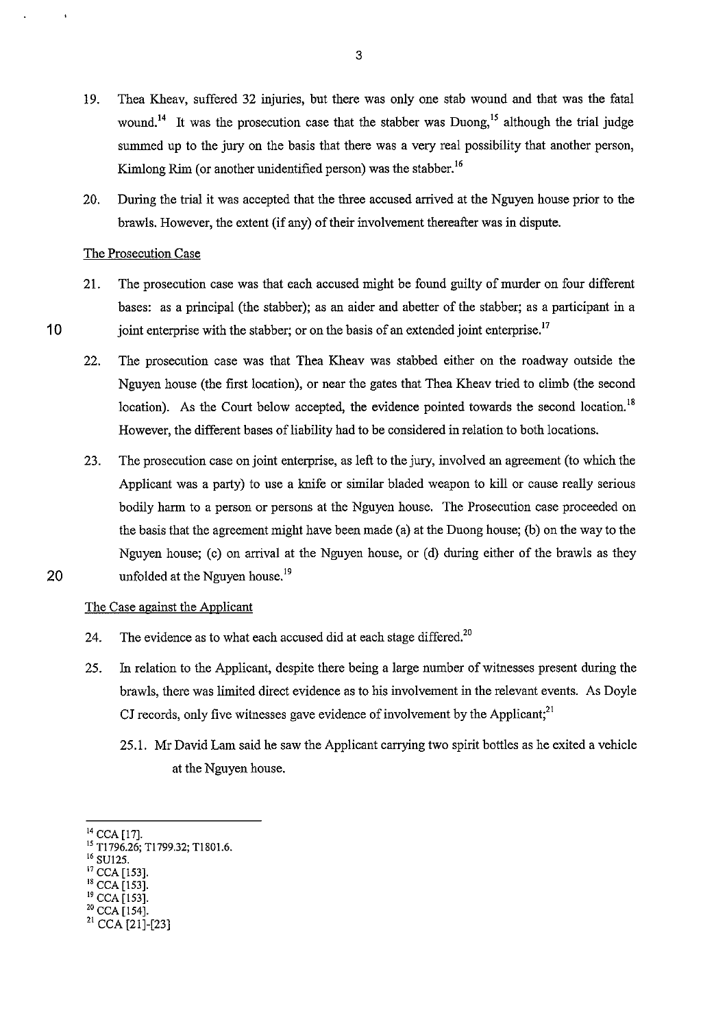19. Thea Kheav, suffered 32 injuries, but there was only one stab wound and that was the fatal wound.[14] It was the prosecution case that the stabber was Duong,[15] although the trial judge summed up to the jury on the basis that there was a very real possibility that another person, Kimlong Rim (or another unidentified person) was the stabber.[16]

20. During the trial it was accepted that the three accused arrived at the Nguyen house prior to the brawls. However, the extent (if any) of their involvement thereafter was in dispute.

The Prosecution Case

21. The prosecution case was that each accused might be found guilty of murder on four different bases: as a principal (the stabber); as an aider and abetter of the stabber; as a participant in a joint enterprise with the stabber; or on the basis of an extended joint enterprise.[17]

22. The prosecution case was that Thea Kheav was stabbed either on the roadway outside the Nguyen house (the first location), or near the gates that Thea Kheav tried to climb (the second location). As the Court below accepted, the evidence pointed towards the second location.[18] However, the different bases of liability had to be considered in relation to both locations.

23. The prosecution case on joint enterprise, as left to the jury, involved an agreement (to which the Applicant was a party) to use a knife or similar bladed weapon to kill or cause really serious bodily harm to a person or persons at the Nguyen house. The Prosecution case proceeded on the basis that the agreement might have been made (a) at the Duong house; (b) on the way to the Nguyen house; (c) on arrival at the Nguyen house, or (d) during either of the brawls as they unfolded at the Nguyen house.[19]

The Case against the Applicant

24. The evidence as to what each accused did at each stage differed.[20]

25. In relation to the Applicant, despite there being a large number of witnesses present during the brawls, there was limited direct evidence as to his involvement in the relevant events. As Doyle CJ records, only five witnesses gave evidence of involvement by the Applicant;[21]

    25.1. Mr David Lam said he saw the Applicant carrying two spirit bottles as he exited a vehicle at the Nguyen house.

---

[14] CCA [17].
[15] T1796.26; T1799.32; T1801.6.
[16] SU125.
[17] CCA [153].
[18] CCA [153].
[19] CCA [153].
[20] CCA [154].
[21] CCA [21]-[23]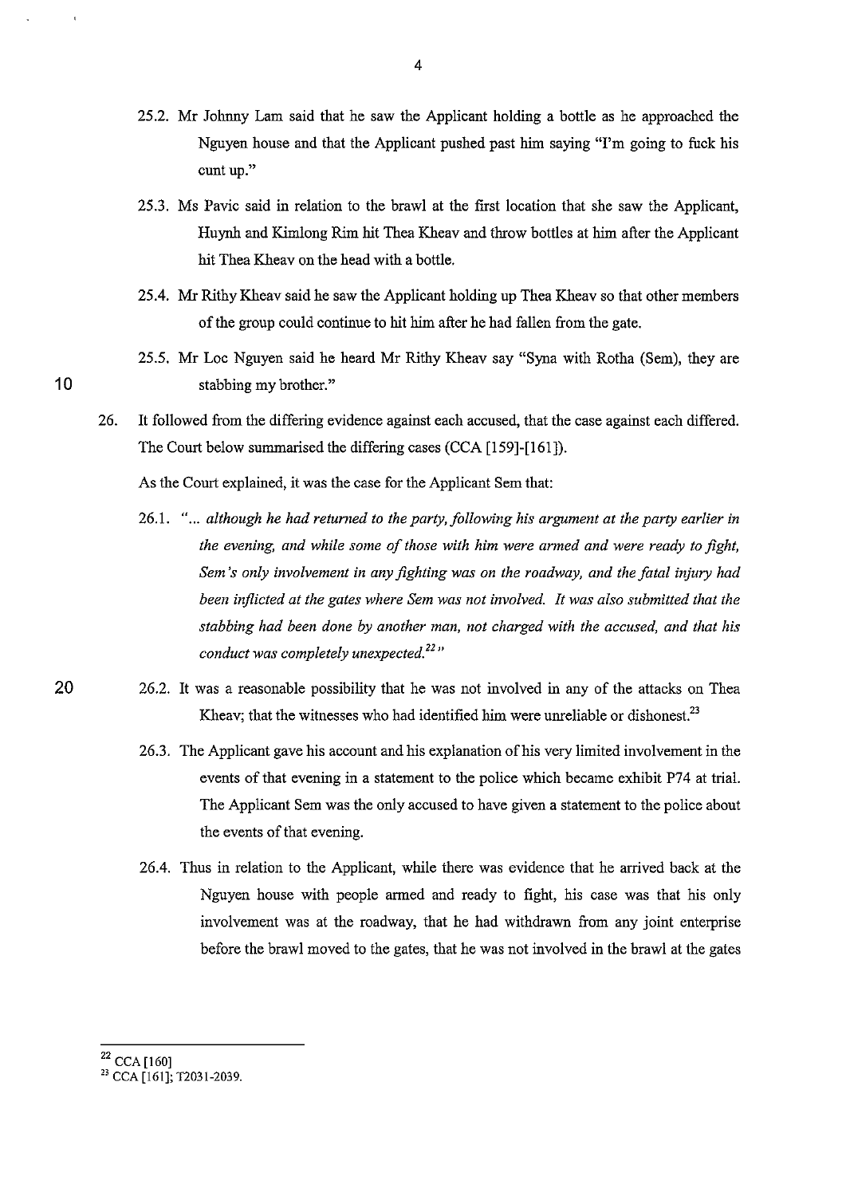25.2. Mr Johnny Lam said that he saw the Applicant holding a bottle as he approached the Nguyen house and that the Applicant pushed past him saying "I'm going to fuck his cunt up."

25.3. Ms Pavic said in relation to the brawl at the first location that she saw the Applicant, Huynh and Kimlong Rim hit Thea Kheav and throw bottles at him after the Applicant hit Thea Kheav on the head with a bottle.

25.4. Mr Rithy Kheav said he saw the Applicant holding up Thea Kheav so that other members of the group could continue to hit him after he had fallen from the gate.

25.5. Mr Loc Nguyen said he heard Mr Rithy Kheav say "Syna with Rotha (Sem), they are stabbing my brother."

26. It followed from the differing evidence against each accused, that the case against each differed. The Court below summarised the differing cases (CCA [159]-[161]).

As the Court explained, it was the case for the Applicant Sem that:

26.1. *"... although he had returned to the party, following his argument at the party earlier in the evening, and while some of those with him were armed and were ready to fight, Sem's only involvement in any fighting was on the roadway, and the fatal injury had been inflicted at the gates where Sem was not involved. It was also submitted that the stabbing had been done by another man, not charged with the accused, and that his conduct was completely unexpected.*[22]*"*

26.2. It was a reasonable possibility that he was not involved in any of the attacks on Thea Kheav; that the witnesses who had identified him were unreliable or dishonest.[23]

26.3. The Applicant gave his account and his explanation of his very limited involvement in the events of that evening in a statement to the police which became exhibit P74 at trial. The Applicant Sem was the only accused to have given a statement to the police about the events of that evening.

26.4. Thus in relation to the Applicant, while there was evidence that he arrived back at the Nguyen house with people armed and ready to fight, his case was that his only involvement was at the roadway, that he had withdrawn from any joint enterprise before the brawl moved to the gates, that he was not involved in the brawl at the gates

---

[22] CCA [160]

[23] CCA [161]; T2031-2039.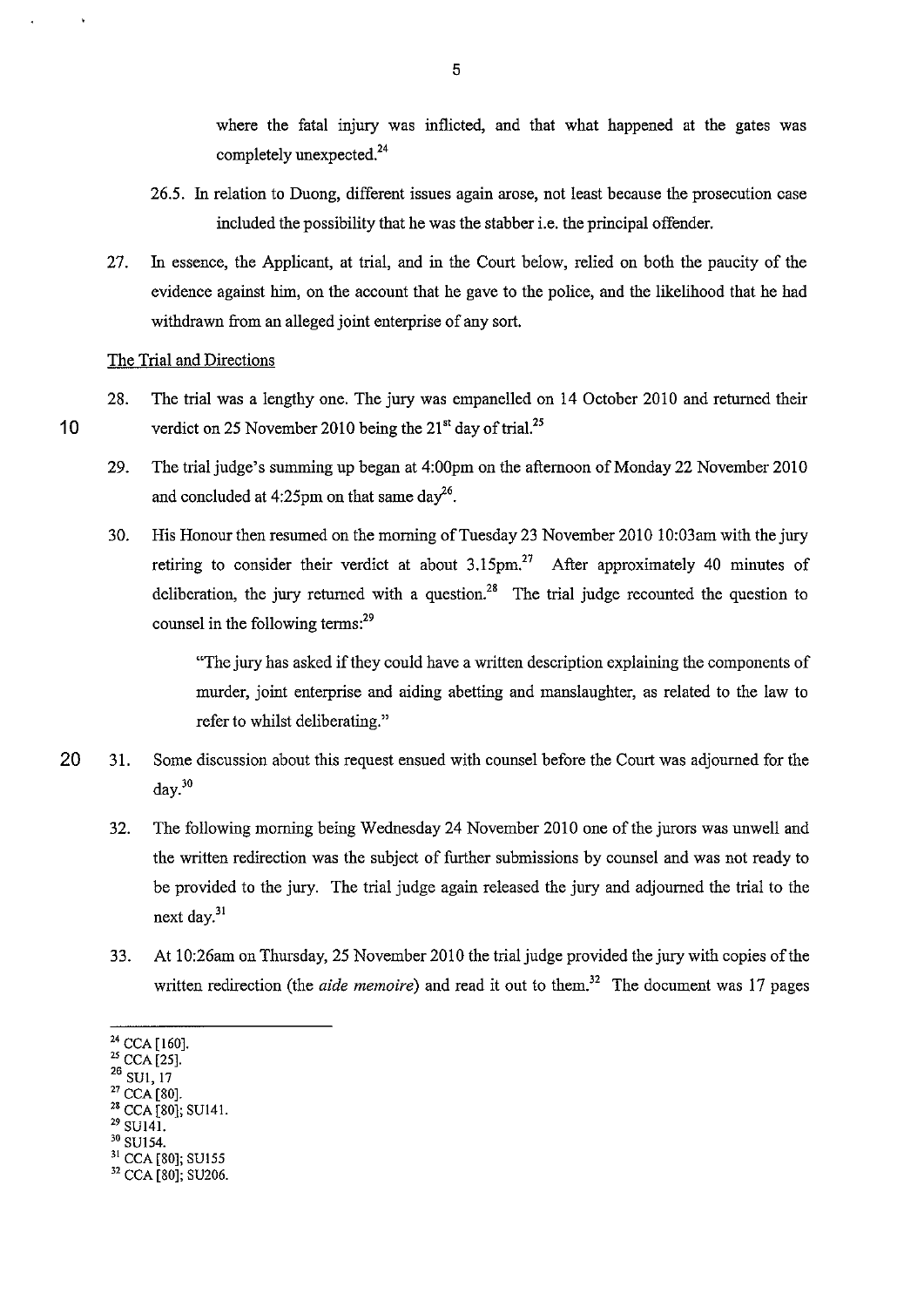where the fatal injury was inflicted, and that what happened at the gates was completely unexpected.[24]

26.5. In relation to Duong, different issues again arose, not least because the prosecution case included the possibility that he was the stabber i.e. the principal offender.

27. In essence, the Applicant, at trial, and in the Court below, relied on both the paucity of the evidence against him, on the account that he gave to the police, and the likelihood that he had withdrawn from an alleged joint enterprise of any sort.

The Trial and Directions

28. The trial was a lengthy one. The jury was empanelled on 14 October 2010 and returned their verdict on 25 November 2010 being the 21st day of trial.[25]

29. The trial judge's summing up began at 4:00pm on the afternoon of Monday 22 November 2010 and concluded at 4:25pm on that same day[26].

30. His Honour then resumed on the morning of Tuesday 23 November 2010 10:03am with the jury retiring to consider their verdict at about 3.15pm.[27] After approximately 40 minutes of deliberation, the jury returned with a question.[28] The trial judge recounted the question to counsel in the following terms:[29]

> "The jury has asked if they could have a written description explaining the components of murder, joint enterprise and aiding abetting and manslaughter, as related to the law to refer to whilst deliberating."

31. Some discussion about this request ensued with counsel before the Court was adjourned for the day.[30]

32. The following morning being Wednesday 24 November 2010 one of the jurors was unwell and the written redirection was the subject of further submissions by counsel and was not ready to be provided to the jury. The trial judge again released the jury and adjourned the trial to the next day.[31]

33. At 10:26am on Thursday, 25 November 2010 the trial judge provided the jury with copies of the written redirection (the *aide memoire*) and read it out to them.[32] The document was 17 pages

---

[24] CCA [160].
[25] CCA [25].
[26] SU1, 17
[27] CCA [80].
[28] CCA [80]; SU141.
[29] SU141.
[30] SU154.
[31] CCA [80]; SU155
[32] CCA [80]; SU206.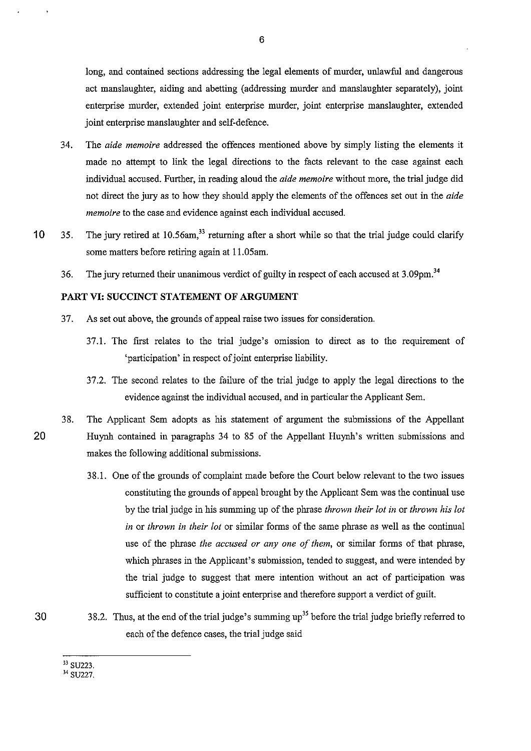long, and contained sections addressing the legal elements of murder, unlawful and dangerous act manslaughter, aiding and abetting (addressing murder and manslaughter separately), joint enterprise murder, extended joint enterprise murder, joint enterprise manslaughter, extended joint enterprise manslaughter and self-defence.

34. The *aide memoire* addressed the offences mentioned above by simply listing the elements it made no attempt to link the legal directions to the facts relevant to the case against each individual accused. Further, in reading aloud the *aide memoire* without more, the trial judge did not direct the jury as to how they should apply the elements of the offences set out in the *aide memoire* to the case and evidence against each individual accused.

35. The jury retired at 10.56am,[33] returning after a short while so that the trial judge could clarify some matters before retiring again at 11.05am.

36. The jury returned their unanimous verdict of guilty in respect of each accused at 3.09pm.[34]

## PART VI: SUCCINCT STATEMENT OF ARGUMENT

37. As set out above, the grounds of appeal raise two issues for consideration.

    37.1. The first relates to the trial judge's omission to direct as to the requirement of 'participation' in respect of joint enterprise liability.

    37.2. The second relates to the failure of the trial judge to apply the legal directions to the evidence against the individual accused, and in particular the Applicant Sem.

38. The Applicant Sem adopts as his statement of argument the submissions of the Appellant Huynh contained in paragraphs 34 to 85 of the Appellant Huynh's written submissions and makes the following additional submissions.

    38.1. One of the grounds of complaint made before the Court below relevant to the two issues constituting the grounds of appeal brought by the Applicant Sem was the continual use by the trial judge in his summing up of the phrase *thrown their lot in* or *thrown his lot in* or *thrown in their lot* or similar forms of the same phrase as well as the continual use of the phrase *the accused or any one of them*, or similar forms of that phrase, which phrases in the Applicant's submission, tended to suggest, and were intended by the trial judge to suggest that mere intention without an act of participation was sufficient to constitute a joint enterprise and therefore support a verdict of guilt.

    38.2. Thus, at the end of the trial judge's summing up[35] before the trial judge briefly referred to each of the defence cases, the trial judge said

[33] SU223.

[34] SU227.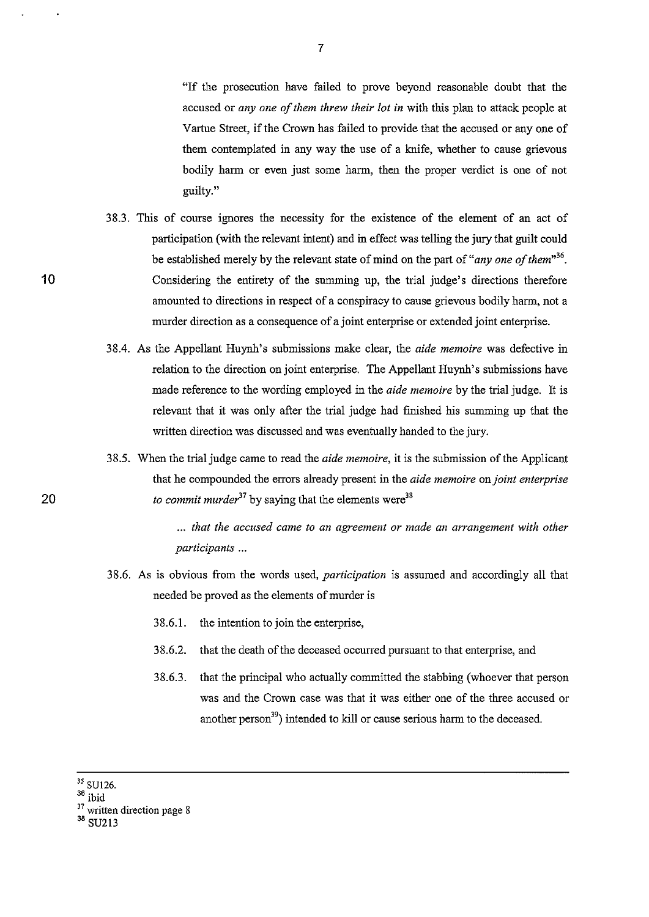"If the prosecution have failed to prove beyond reasonable doubt that the accused or *any one of them threw their lot in* with this plan to attack people at Vartue Street, if the Crown has failed to provide that the accused or any one of them contemplated in any way the use of a knife, whether to cause grievous bodily harm or even just some harm, then the proper verdict is one of not guilty."

38.3. This of course ignores the necessity for the existence of the element of an act of participation (with the relevant intent) and in effect was telling the jury that guilt could be established merely by the relevant state of mind on the part of "*any one of them*"[36]. Considering the entirety of the summing up, the trial judge's directions therefore amounted to directions in respect of a conspiracy to cause grievous bodily harm, not a murder direction as a consequence of a joint enterprise or extended joint enterprise.

38.4. As the Appellant Huynh's submissions make clear, the *aide memoire* was defective in relation to the direction on joint enterprise. The Appellant Huynh's submissions have made reference to the wording employed in the *aide memoire* by the trial judge. It is relevant that it was only after the trial judge had finished his summing up that the written direction was discussed and was eventually handed to the jury.

38.5. When the trial judge came to read the *aide memoire*, it is the submission of the Applicant that he compounded the errors already present in the *aide memoire* on *joint enterprise to commit murder*[37] by saying that the elements were[38]

> ... *that the accused came to an agreement or made an arrangement with other participants ...*

38.6. As is obvious from the words used, *participation* is assumed and accordingly all that needed be proved as the elements of murder is

38.6.1. the intention to join the enterprise,

38.6.2. that the death of the deceased occurred pursuant to that enterprise, and

38.6.3. that the principal who actually committed the stabbing (whoever that person was and the Crown case was that it was either one of the three accused or another person[39]) intended to kill or cause serious harm to the deceased.

---

[35] SU126.

[36] ibid

[37] written direction page 8

[38] SU213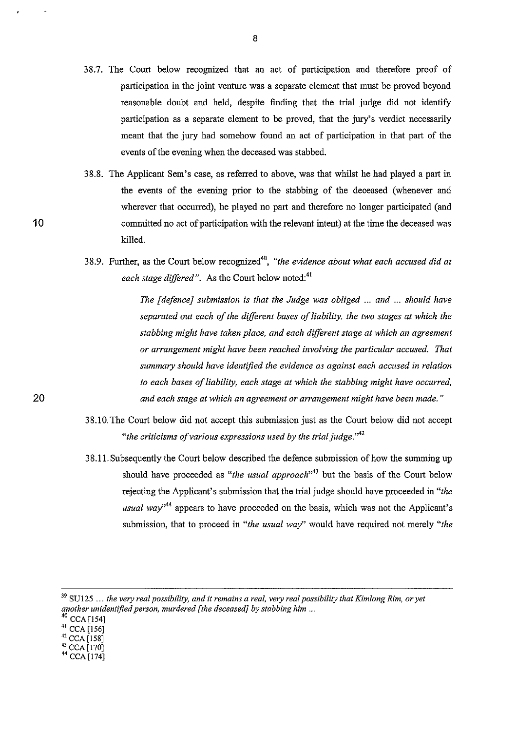38.7. The Court below recognized that an act of participation and therefore proof of participation in the joint venture was a separate element that must be proved beyond reasonable doubt and held, despite finding that the trial judge did not identify participation as a separate element to be proved, that the jury's verdict necessarily meant that the jury had somehow found an act of participation in that part of the events of the evening when the deceased was stabbed.

38.8. The Applicant Sem's case, as referred to above, was that whilst he had played a part in the events of the evening prior to the stabbing of the deceased (whenever and wherever that occurred), he played no part and therefore no longer participated (and committed no act of participation with the relevant intent) at the time the deceased was killed.

38.9. Further, as the Court below recognized[40], *"the evidence about what each accused did at each stage differed"*. As the Court below noted:[41]

> *The [defence] submission is that the Judge was obliged ... and ... should have separated out each of the different bases of liability, the two stages at which the stabbing might have taken place, and each different stage at which an agreement or arrangement might have been reached involving the particular accused. That summary should have identified the evidence as against each accused in relation to each bases of liability, each stage at which the stabbing might have occurred, and each stage at which an agreement or arrangement might have been made."*

38.10. The Court below did not accept this submission just as the Court below did not accept *"the criticisms of various expressions used by the trial judge."*[42]

38.11. Subsequently the Court below described the defence submission of how the summing up should have proceeded as *"the usual approach"*[43] but the basis of the Court below rejecting the Applicant's submission that the trial judge should have proceeded in *"the usual way"*[44] appears to have proceeded on the basis, which was not the Applicant's submission, that to proceed in *"the usual way"* would have required not merely *"the*

---

[39] SU125 ... *the very real possibility, and it remains a real, very real possibility that Kimlong Rim, or yet another unidentified person, murdered [the deceased] by stabbing him ...*

[40] CCA [154]

[41] CCA [156]

[42] CCA [158]

[43] CCA [170]

[44] CCA [174]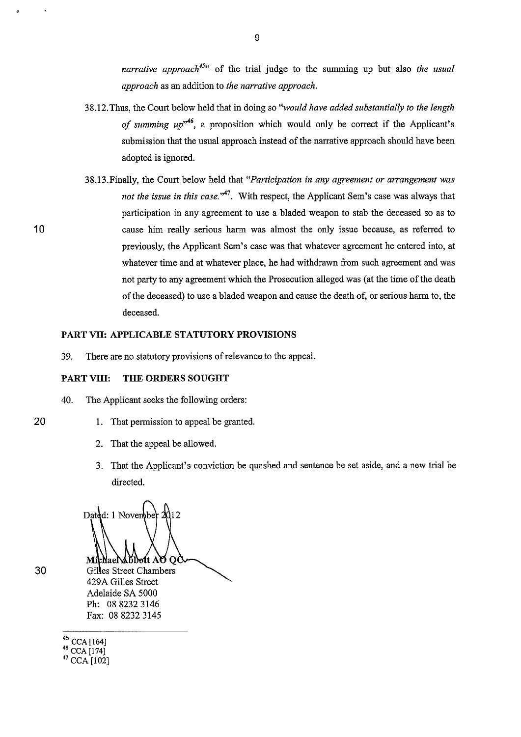*narrative approach*[45]" of the trial judge to the summing up but also *the usual approach* as an addition to *the narrative approach*.

38.12. Thus, the Court below held that in doing so "*would have added substantially to the length of summing up*"[46], a proposition which would only be correct if the Applicant's submission that the usual approach instead of the narrative approach should have been adopted is ignored.

38.13. Finally, the Court below held that "*Participation in any agreement or arrangement was not the issue in this case.*"[47]. With respect, the Applicant Sem's case was always that participation in any agreement to use a bladed weapon to stab the deceased so as to cause him really serious harm was almost the only issue because, as referred to previously, the Applicant Sem's case was that whatever agreement he entered into, at whatever time and at whatever place, he had withdrawn from such agreement and was not party to any agreement which the Prosecution alleged was (at the time of the death of the deceased) to use a bladed weapon and cause the death of, or serious harm to, the deceased.

## PART VII: APPLICABLE STATUTORY PROVISIONS

39. There are no statutory provisions of relevance to the appeal.

## PART VIII: THE ORDERS SOUGHT

40. The Applicant seeks the following orders:

1. That permission to appeal be granted.
2. That the appeal be allowed.
3. That the Applicant's conviction be quashed and sentence be set aside, and a new trial be directed.

Dated: 1 November 2012

Michael Abbott AO QC
Gilles Street Chambers
429A Gilles Street
Adelaide SA 5000
Ph: 08 8232 3146
Fax: 08 8232 3145

---

[45] CCA [164]
[46] CCA [174]
[47] CCA [102]